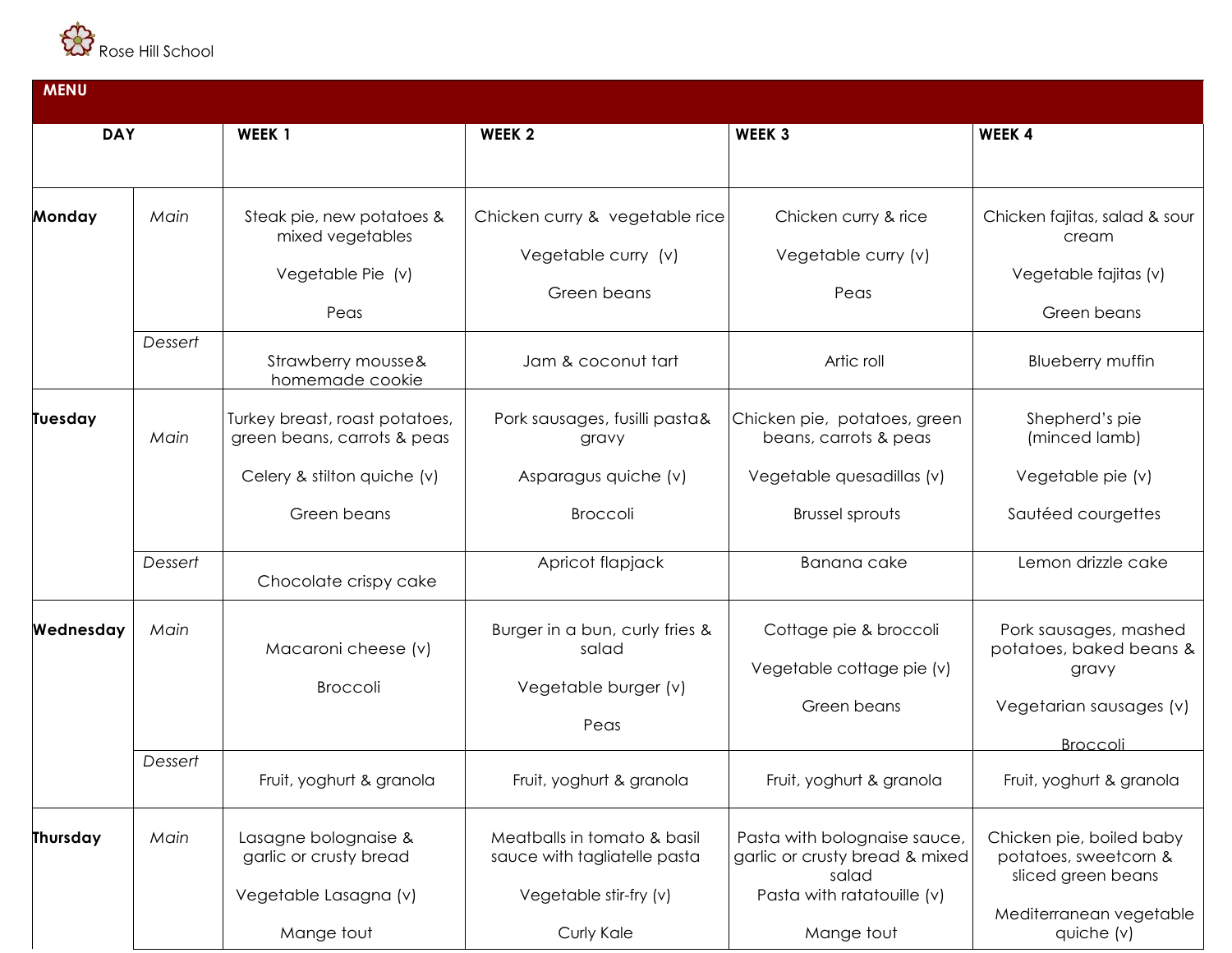Rose Hill School

## MENU

| DAY | | WEEK 1 | WEEK 2 | WEEK 3 | WEEK 4 |
|---|---|---|---|---|---|
| **Monday** | *Main* | Steak pie, new potatoes & mixed vegetables<br><br>Vegetable Pie (v)<br><br>Peas | Chicken curry & vegetable rice<br><br>Vegetable curry (v)<br><br>Green beans | Chicken curry & rice<br><br>Vegetable curry (v)<br><br>Peas | Chicken fajitas, salad & sour cream<br><br>Vegetable fajitas (v)<br><br>Green beans |
| | *Dessert* | Strawberry mousse& homemade cookie | Jam & coconut tart | Artic roll | Blueberry muffin |
| **Tuesday** | *Main* | Turkey breast, roast potatoes, green beans, carrots & peas<br><br>Celery & stilton quiche (v)<br><br>Green beans | Pork sausages, fusilli pasta& gravy<br><br>Asparagus quiche (v)<br><br>Broccoli | Chicken pie, potatoes, green beans, carrots & peas<br><br>Vegetable quesadillas (v)<br><br>Brussel sprouts | Shepherd's pie (minced lamb)<br><br>Vegetable pie (v)<br><br>Sautéed courgettes |
| | *Dessert* | Chocolate crispy cake | Apricot flapjack | Banana cake | Lemon drizzle cake |
| **Wednesday** | *Main* | Macaroni cheese (v)<br><br>Broccoli | Burger in a bun, curly fries & salad<br><br>Vegetable burger (v)<br><br>Peas | Cottage pie & broccoli<br><br>Vegetable cottage pie (v)<br><br>Green beans | Pork sausages, mashed potatoes, baked beans & gravy<br><br>Vegetarian sausages (v)<br><br>Broccoli |
| | *Dessert* | Fruit, yoghurt & granola | Fruit, yoghurt & granola | Fruit, yoghurt & granola | Fruit, yoghurt & granola |
| **Thursday** | *Main* | Lasagne bolognaise & garlic or crusty bread<br><br>Vegetable Lasagna (v)<br><br>Mange tout | Meatballs in tomato & basil sauce with tagliatelle pasta<br><br>Vegetable stir-fry (v)<br><br>Curly Kale | Pasta with bolognaise sauce, garlic or crusty bread & mixed salad<br>Pasta with ratatouille (v)<br><br>Mange tout | Chicken pie, boiled baby potatoes, sweetcorn & sliced green beans<br><br>Mediterranean vegetable quiche (v) |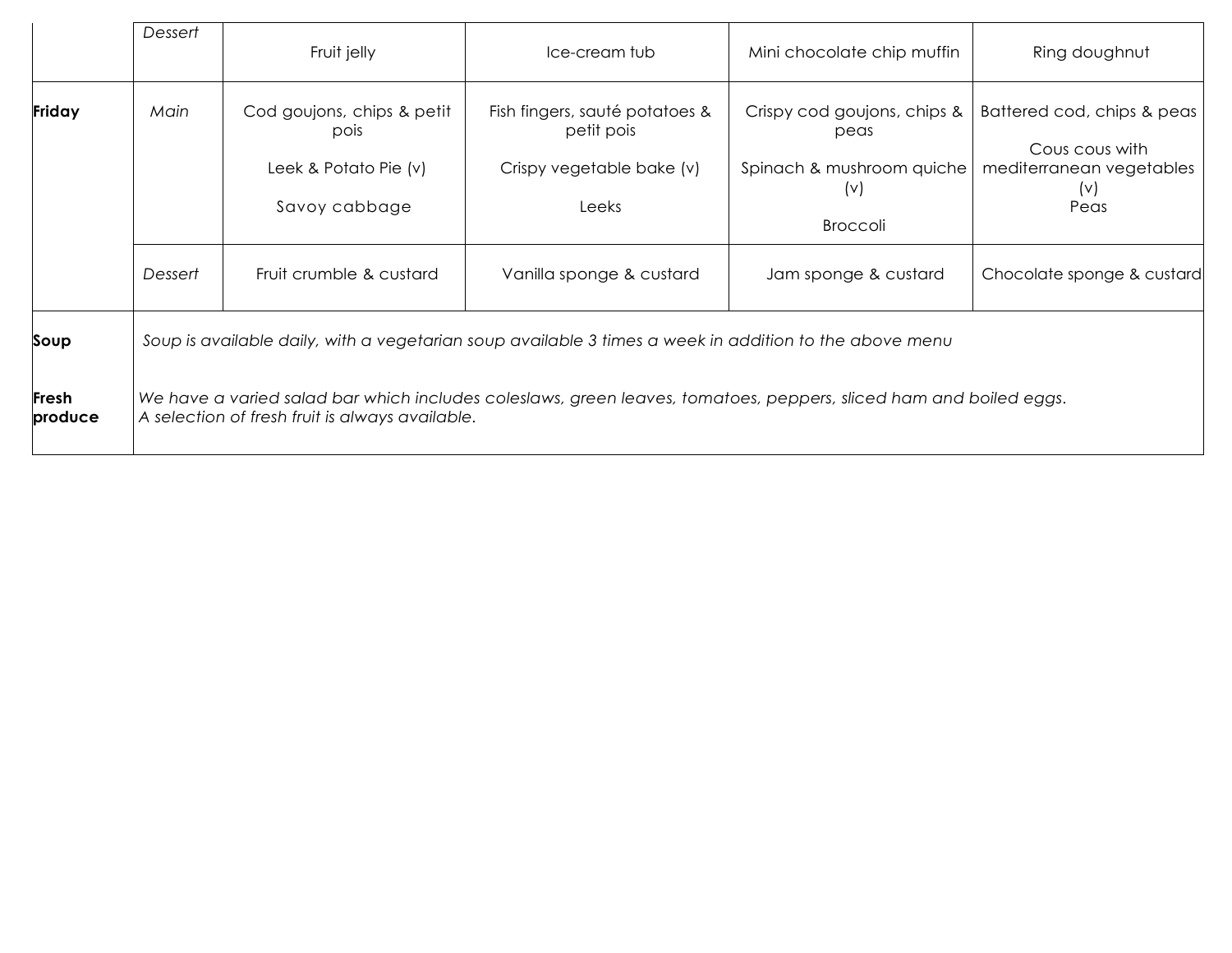| | | | | | |
|---|---|---|---|---|---|
| | *Dessert* | Fruit jelly | Ice-cream tub | Mini chocolate chip muffin | Ring doughnut |
| **Friday** | *Main* | Cod goujons, chips & petit pois<br><br>Leek & Potato Pie (v)<br><br>Savoy cabbage | Fish fingers, sauté potatoes & petit pois<br><br>Crispy vegetable bake (v)<br><br>Leeks | Crispy cod goujons, chips & peas<br><br>Spinach & mushroom quiche (v)<br><br>Broccoli | Battered cod, chips & peas<br><br>Cous cous with mediterranean vegetables (v)<br>Peas |
| | *Dessert* | Fruit crumble & custard | Vanilla sponge & custard | Jam sponge & custard | Chocolate sponge & custard |
| **Soup** | *Soup is available daily, with a vegetarian soup available 3 times a week in addition to the above menu* | | | | |
| **Fresh produce** | *We have a varied salad bar which includes coleslaws, green leaves, tomatoes, peppers, sliced ham and boiled eggs.*<br>*A selection of fresh fruit is always available.* | | | | |